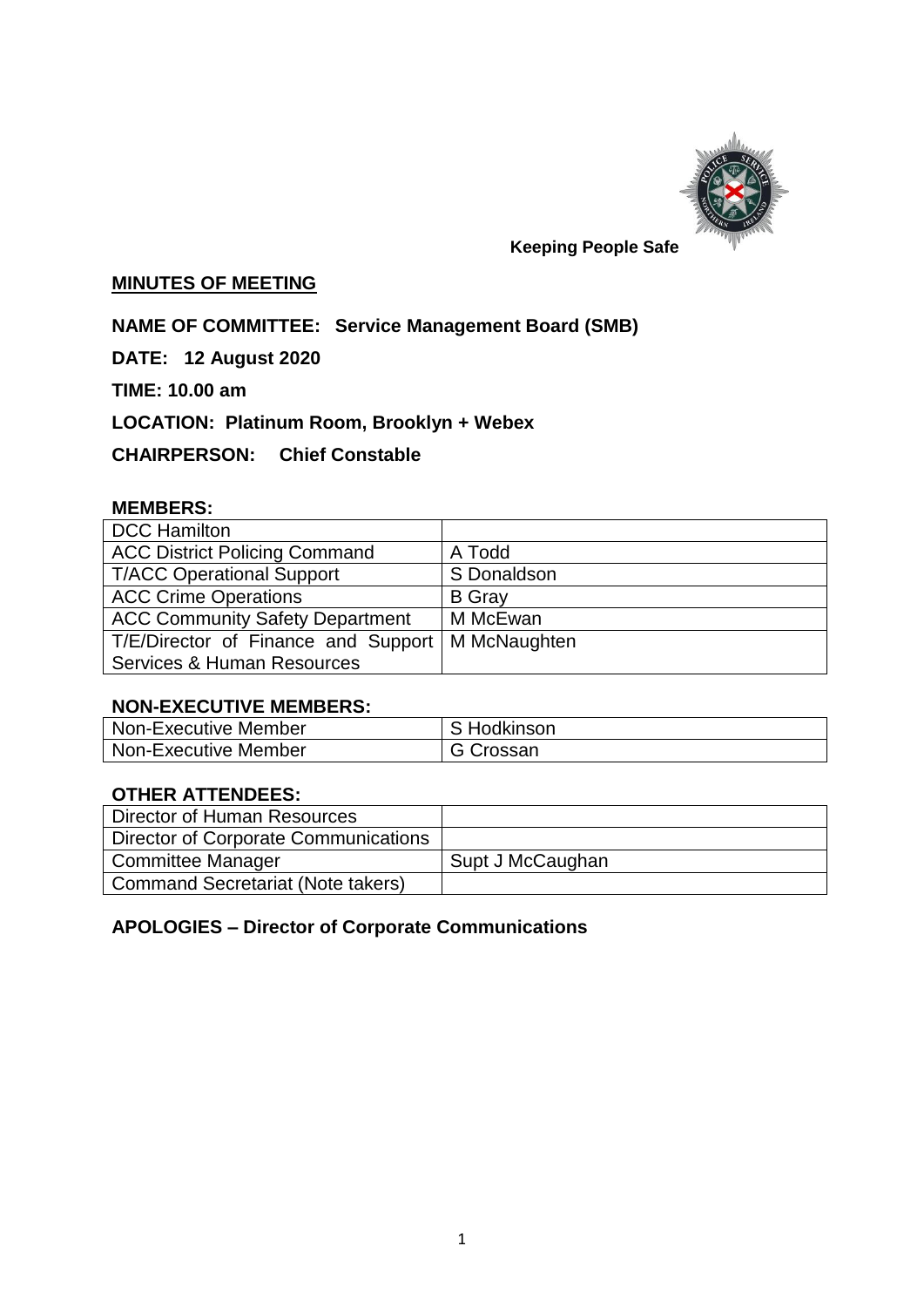Keeping People Safe

**MINUTES OF MEETING**

**NAME OF COMMITTEE: Service Management Board (SMB)**

**DATE: 12 August 2020**

**TIME: 10.00 am**

**LOCATION: Platinum Room, Brooklyn + Webex**

**CHAIRPERSON: Chief Constable**

**MEMBERS:**

| | |
|---|---|
| DCC Hamilton | |
| ACC District Policing Command | A Todd |
| T/ACC Operational Support | S Donaldson |
| ACC Crime Operations | B Gray |
| ACC Community Safety Department | M McEwan |
| T/E/Director of Finance and Support Services & Human Resources | M McNaughten |

**NON-EXECUTIVE MEMBERS:**

| | |
|---|---|
| Non-Executive Member | S Hodkinson |
| Non-Executive Member | G Crossan |

**OTHER ATTENDEES:**

| | |
|---|---|
| Director of Human Resources | |
| Director of Corporate Communications | |
| Committee Manager | Supt J McCaughan |
| Command Secretariat (Note takers) | |

**APOLOGIES – Director of Corporate Communications**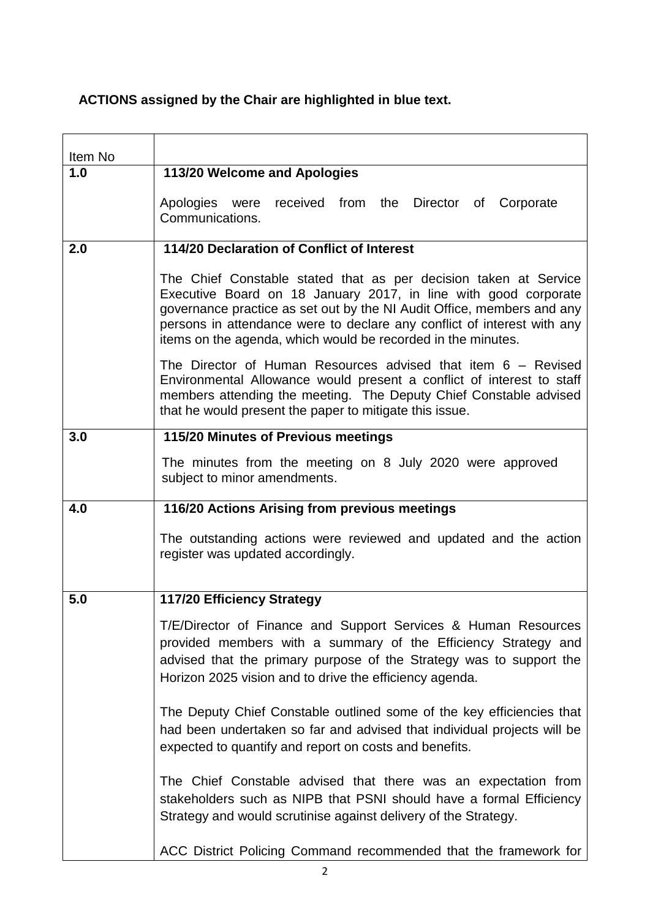**ACTIONS assigned by the Chair are highlighted in blue text.**

| Item No | |
|---|---|
| **1.0** | **113/20 Welcome and Apologies**<br><br>Apologies were received from the Director of Corporate Communications. |
| **2.0** | **114/20 Declaration of Conflict of Interest**<br><br>The Chief Constable stated that as per decision taken at Service Executive Board on 18 January 2017, in line with good corporate governance practice as set out by the NI Audit Office, members and any persons in attendance were to declare any conflict of interest with any items on the agenda, which would be recorded in the minutes.<br><br>The Director of Human Resources advised that item 6 – Revised Environmental Allowance would present a conflict of interest to staff members attending the meeting. The Deputy Chief Constable advised that he would present the paper to mitigate this issue. |
| **3.0** | **115/20 Minutes of Previous meetings**<br><br>The minutes from the meeting on 8 July 2020 were approved subject to minor amendments. |
| **4.0** | **116/20 Actions Arising from previous meetings**<br><br>The outstanding actions were reviewed and updated and the action register was updated accordingly. |
| **5.0** | **117/20 Efficiency Strategy**<br><br>T/E/Director of Finance and Support Services & Human Resources provided members with a summary of the Efficiency Strategy and advised that the primary purpose of the Strategy was to support the Horizon 2025 vision and to drive the efficiency agenda.<br><br>The Deputy Chief Constable outlined some of the key efficiencies that had been undertaken so far and advised that individual projects will be expected to quantify and report on costs and benefits.<br><br>The Chief Constable advised that there was an expectation from stakeholders such as NIPB that PSNI should have a formal Efficiency Strategy and would scrutinise against delivery of the Strategy.<br><br>ACC District Policing Command recommended that the framework for |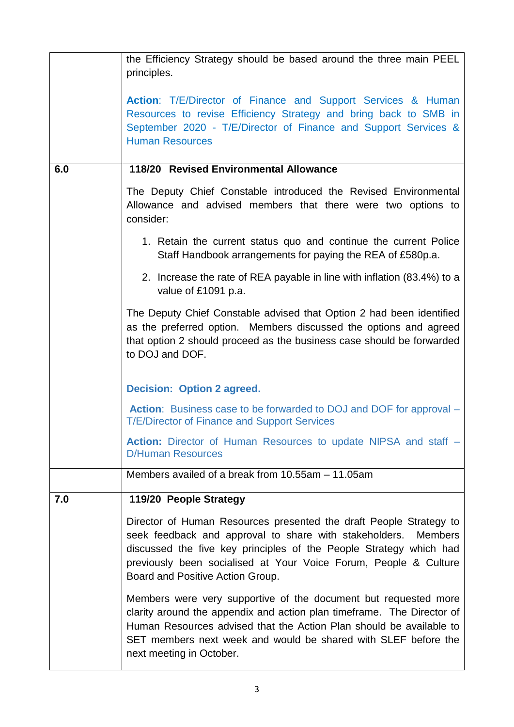| | |
|---|---|
| | the Efficiency Strategy should be based around the three main PEEL principles.<br><br>**Action**: T/E/Director of Finance and Support Services & Human Resources to revise Efficiency Strategy and bring back to SMB in September 2020 - T/E/Director of Finance and Support Services & Human Resources |
| **6.0** | **118/20 Revised Environmental Allowance**<br><br>The Deputy Chief Constable introduced the Revised Environmental Allowance and advised members that there were two options to consider:<br><br>1. Retain the current status quo and continue the current Police Staff Handbook arrangements for paying the REA of £580p.a.<br>2. Increase the rate of REA payable in line with inflation (83.4%) to a value of £1091 p.a.<br><br>The Deputy Chief Constable advised that Option 2 had been identified as the preferred option. Members discussed the options and agreed that option 2 should proceed as the business case should be forwarded to DOJ and DOF.<br><br>**Decision: Option 2 agreed.**<br><br>**Action**: Business case to be forwarded to DOJ and DOF for approval – T/E/Director of Finance and Support Services<br><br>**Action:** Director of Human Resources to update NIPSA and staff – D/Human Resources |
| | Members availed of a break from 10.55am – 11.05am |
| **7.0** | **119/20 People Strategy**<br><br>Director of Human Resources presented the draft People Strategy to seek feedback and approval to share with stakeholders. Members discussed the five key principles of the People Strategy which had previously been socialised at Your Voice Forum, People & Culture Board and Positive Action Group.<br><br>Members were very supportive of the document but requested more clarity around the appendix and action plan timeframe. The Director of Human Resources advised that the Action Plan should be available to SET members next week and would be shared with SLEF before the next meeting in October. |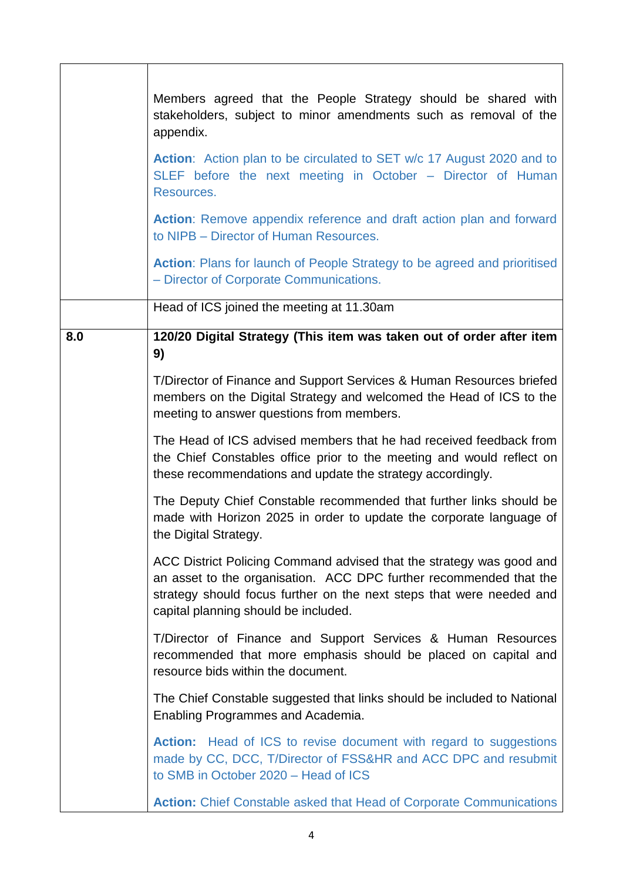|  |  |
|---|---|
|  | Members agreed that the People Strategy should be shared with stakeholders, subject to minor amendments such as removal of the appendix.<br><br>**Action**: Action plan to be circulated to SET w/c 17 August 2020 and to SLEF before the next meeting in October – Director of Human Resources.<br><br>**Action**: Remove appendix reference and draft action plan and forward to NIPB – Director of Human Resources.<br><br>**Action**: Plans for launch of People Strategy to be agreed and prioritised – Director of Corporate Communications. |
|  | Head of ICS joined the meeting at 11.30am |
| **8.0** | **120/20 Digital Strategy (This item was taken out of order after item 9)**<br><br>T/Director of Finance and Support Services & Human Resources briefed members on the Digital Strategy and welcomed the Head of ICS to the meeting to answer questions from members.<br><br>The Head of ICS advised members that he had received feedback from the Chief Constables office prior to the meeting and would reflect on these recommendations and update the strategy accordingly.<br><br>The Deputy Chief Constable recommended that further links should be made with Horizon 2025 in order to update the corporate language of the Digital Strategy.<br><br>ACC District Policing Command advised that the strategy was good and an asset to the organisation. ACC DPC further recommended that the strategy should focus further on the next steps that were needed and capital planning should be included.<br><br>T/Director of Finance and Support Services & Human Resources recommended that more emphasis should be placed on capital and resource bids within the document.<br><br>The Chief Constable suggested that links should be included to National Enabling Programmes and Academia.<br><br>**Action:** Head of ICS to revise document with regard to suggestions made by CC, DCC, T/Director of FSS&HR and ACC DPC and resubmit to SMB in October 2020 – Head of ICS<br><br>**Action:** Chief Constable asked that Head of Corporate Communications |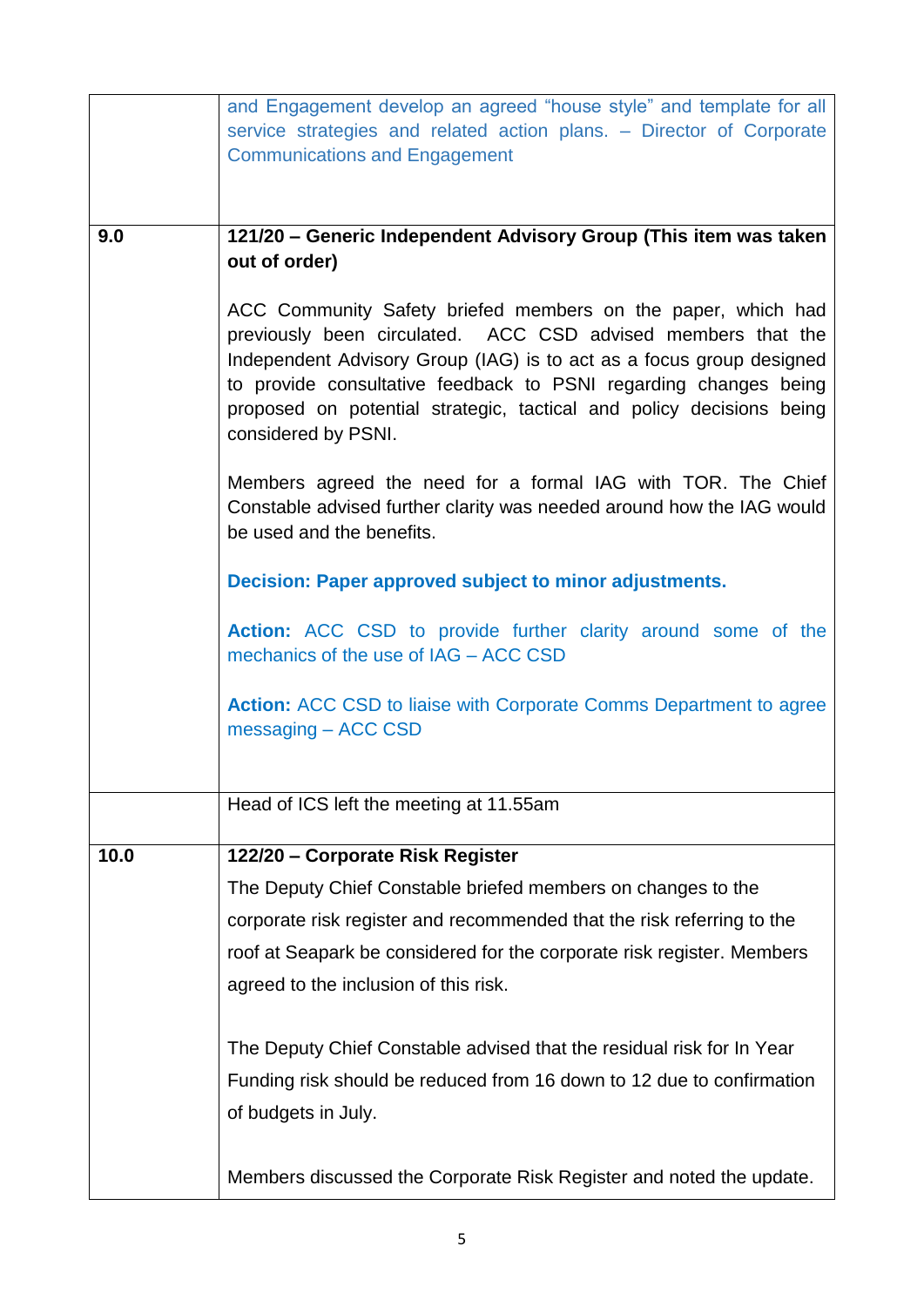| | |
|---|---|
| | and Engagement develop an agreed "house style" and template for all service strategies and related action plans. – Director of Corporate Communications and Engagement |
| **9.0** | **121/20 – Generic Independent Advisory Group (This item was taken out of order)**<br><br>ACC Community Safety briefed members on the paper, which had previously been circulated. ACC CSD advised members that the Independent Advisory Group (IAG) is to act as a focus group designed to provide consultative feedback to PSNI regarding changes being proposed on potential strategic, tactical and policy decisions being considered by PSNI.<br><br>Members agreed the need for a formal IAG with TOR. The Chief Constable advised further clarity was needed around how the IAG would be used and the benefits.<br><br>**Decision: Paper approved subject to minor adjustments.**<br><br>**Action:** ACC CSD to provide further clarity around some of the mechanics of the use of IAG – ACC CSD<br><br>**Action:** ACC CSD to liaise with Corporate Comms Department to agree messaging – ACC CSD |
| | Head of ICS left the meeting at 11.55am |
| **10.0** | **122/20 – Corporate Risk Register**<br><br>The Deputy Chief Constable briefed members on changes to the corporate risk register and recommended that the risk referring to the roof at Seapark be considered for the corporate risk register. Members agreed to the inclusion of this risk.<br><br>The Deputy Chief Constable advised that the residual risk for In Year Funding risk should be reduced from 16 down to 12 due to confirmation of budgets in July.<br><br>Members discussed the Corporate Risk Register and noted the update. |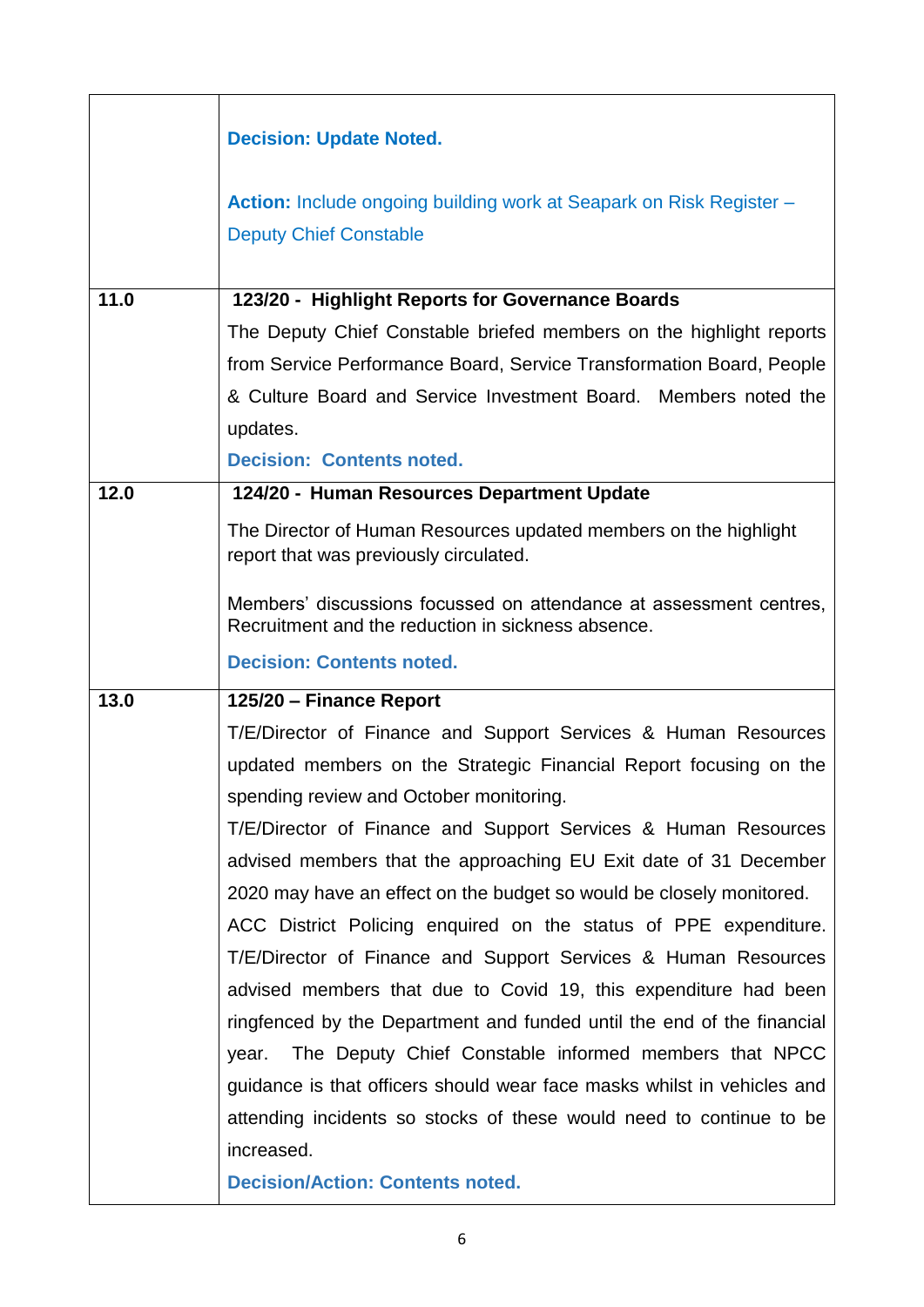| | |
|---|---|
| | **Decision: Update Noted.**<br><br>**Action:** Include ongoing building work at Seapark on Risk Register – Deputy Chief Constable |
| **11.0** | **123/20 - Highlight Reports for Governance Boards**<br>The Deputy Chief Constable briefed members on the highlight reports from Service Performance Board, Service Transformation Board, People & Culture Board and Service Investment Board. Members noted the updates.<br>**Decision: Contents noted.** |
| **12.0** | **124/20 - Human Resources Department Update**<br>The Director of Human Resources updated members on the highlight report that was previously circulated.<br><br>Members' discussions focussed on attendance at assessment centres, Recruitment and the reduction in sickness absence.<br>**Decision: Contents noted.** |
| **13.0** | **125/20 – Finance Report**<br>T/E/Director of Finance and Support Services & Human Resources updated members on the Strategic Financial Report focusing on the spending review and October monitoring.<br>T/E/Director of Finance and Support Services & Human Resources advised members that the approaching EU Exit date of 31 December 2020 may have an effect on the budget so would be closely monitored.<br>ACC District Policing enquired on the status of PPE expenditure. T/E/Director of Finance and Support Services & Human Resources advised members that due to Covid 19, this expenditure had been ringfenced by the Department and funded until the end of the financial year. The Deputy Chief Constable informed members that NPCC guidance is that officers should wear face masks whilst in vehicles and attending incidents so stocks of these would need to continue to be increased.<br>**Decision/Action: Contents noted.** |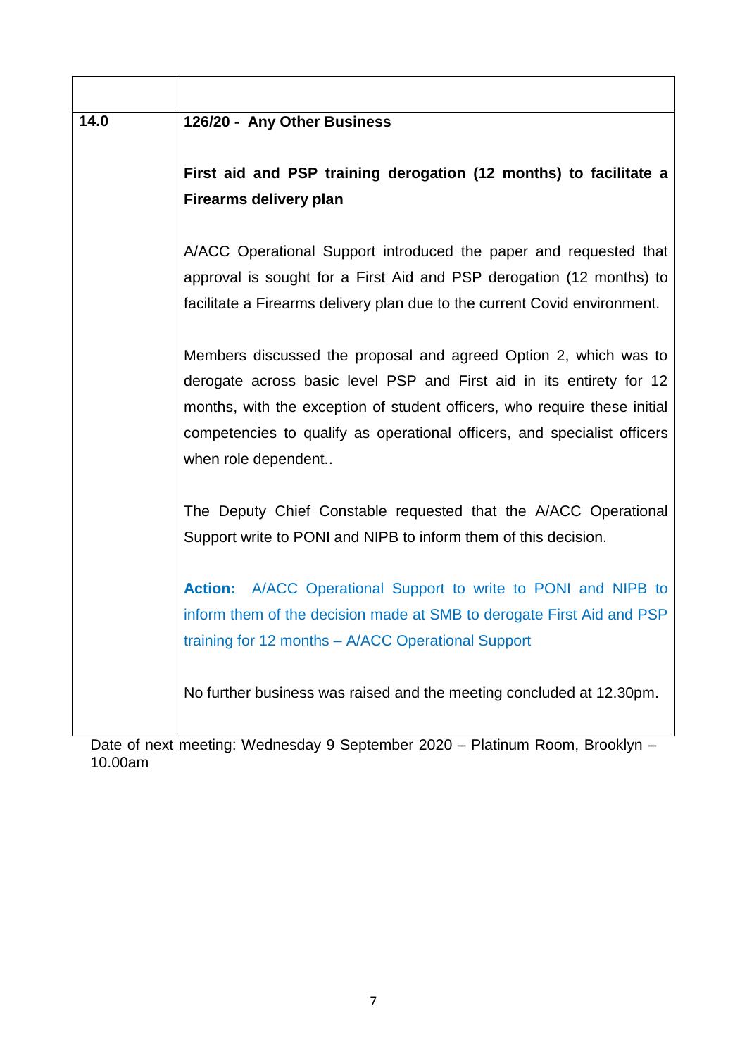| | |
|---|---|
| 14.0 | **126/20 - Any Other Business**<br><br>**First aid and PSP training derogation (12 months) to facilitate a Firearms delivery plan**<br><br>A/ACC Operational Support introduced the paper and requested that approval is sought for a First Aid and PSP derogation (12 months) to facilitate a Firearms delivery plan due to the current Covid environment.<br><br>Members discussed the proposal and agreed Option 2, which was to derogate across basic level PSP and First aid in its entirety for 12 months, with the exception of student officers, who require these initial competencies to qualify as operational officers, and specialist officers when role dependent..<br><br>The Deputy Chief Constable requested that the A/ACC Operational Support write to PONI and NIPB to inform them of this decision.<br><br>**Action:** A/ACC Operational Support to write to PONI and NIPB to inform them of the decision made at SMB to derogate First Aid and PSP training for 12 months – A/ACC Operational Support<br><br>No further business was raised and the meeting concluded at 12.30pm. |

Date of next meeting: Wednesday 9 September 2020 – Platinum Room, Brooklyn – 10.00am